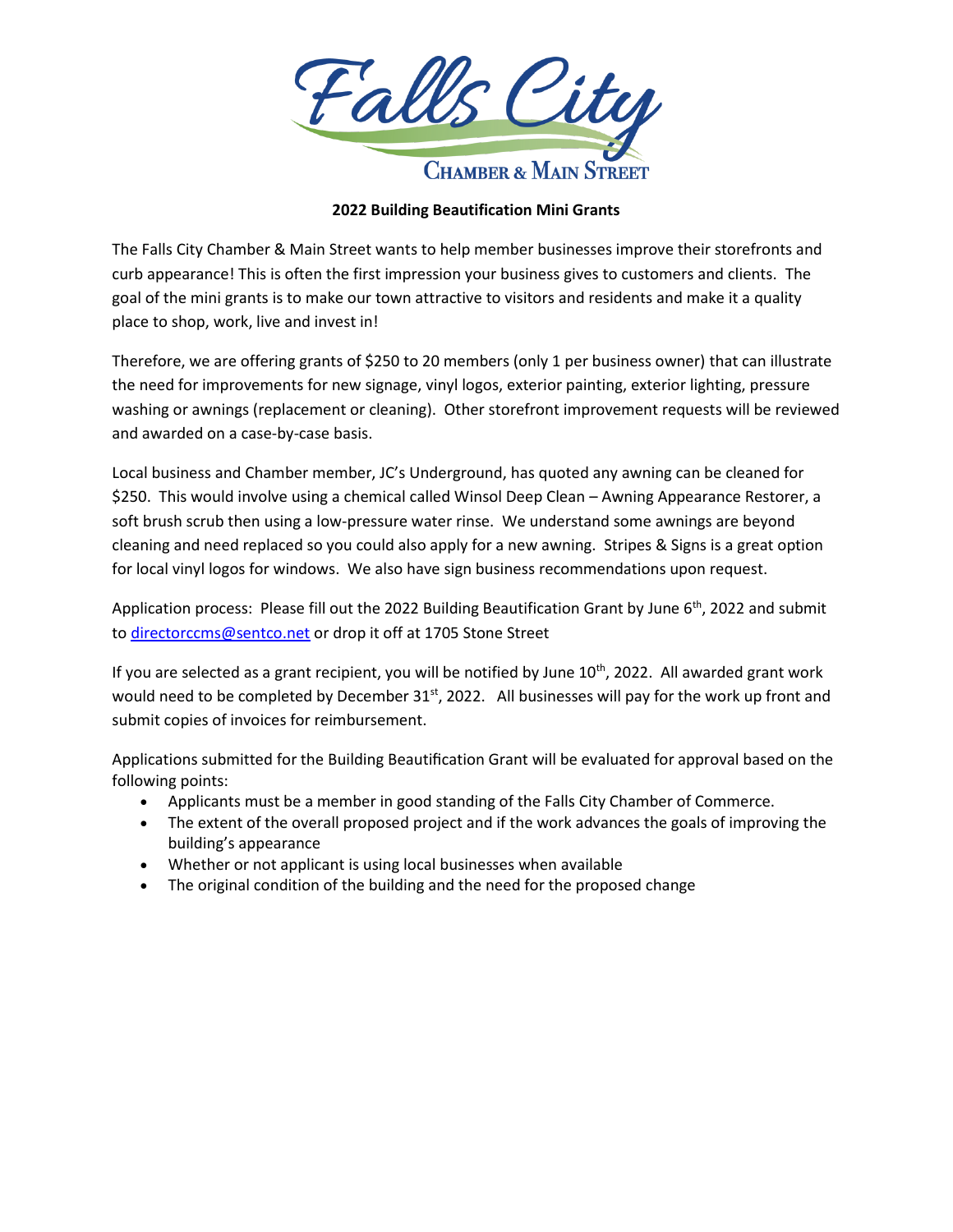Falls City

CHAMBER & MAIN STREET

**2022 Building Beautification Mini Grants**

The Falls City Chamber & Main Street wants to help member businesses improve their storefronts and curb appearance! This is often the first impression your business gives to customers and clients. The goal of the mini grants is to make our town attractive to visitors and residents and make it a quality place to shop, work, live and invest in!

Therefore, we are offering grants of $250 to 20 members (only 1 per business owner) that can illustrate the need for improvements for new signage, vinyl logos, exterior painting, exterior lighting, pressure washing or awnings (replacement or cleaning). Other storefront improvement requests will be reviewed and awarded on a case-by-case basis.

Local business and Chamber member, JC's Underground, has quoted any awning can be cleaned for $250. This would involve using a chemical called Winsol Deep Clean – Awning Appearance Restorer, a soft brush scrub then using a low-pressure water rinse. We understand some awnings are beyond cleaning and need replaced so you could also apply for a new awning. Stripes & Signs is a great option for local vinyl logos for windows. We also have sign business recommendations upon request.

Application process: Please fill out the 2022 Building Beautification Grant by June 6th, 2022 and submit to directorccms@sentco.net or drop it off at 1705 Stone Street

If you are selected as a grant recipient, you will be notified by June 10th, 2022. All awarded grant work would need to be completed by December 31st, 2022. All businesses will pay for the work up front and submit copies of invoices for reimbursement.

Applications submitted for the Building Beautification Grant will be evaluated for approval based on the following points:

- Applicants must be a member in good standing of the Falls City Chamber of Commerce.
- The extent of the overall proposed project and if the work advances the goals of improving the building's appearance
- Whether or not applicant is using local businesses when available
- The original condition of the building and the need for the proposed change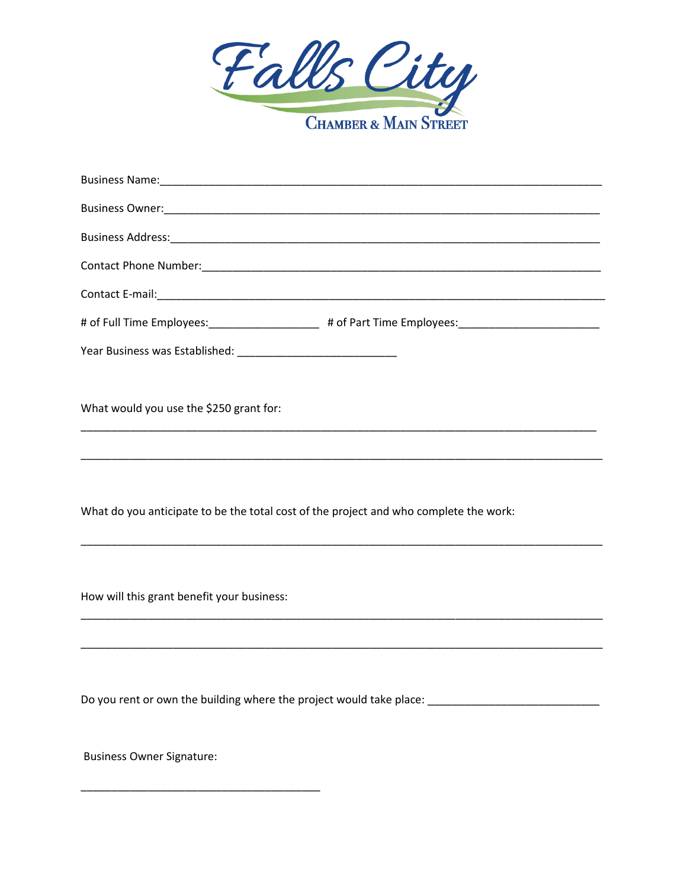# Falls City

**CHAMBER & MAIN STREET**

Business Name:_______________________________________________________________

Business Owner:______________________________________________________________

Business Address:_____________________________________________________________

Contact Phone Number:_________________________________________________________

Contact E-mail:_______________________________________________________________

# of Full Time Employees:_________________ # of Part Time Employees:_____________________

Year Business was Established: ________________________

What would you use the $250 grant for:

_____________________________________________________________________________

_____________________________________________________________________________

What do you anticipate to be the total cost of the project and who complete the work:

_____________________________________________________________________________

How will this grant benefit your business:

_____________________________________________________________________________

_____________________________________________________________________________

Do you rent or own the building where the project would take place: __________________________

Business Owner Signature:

_____________________________________